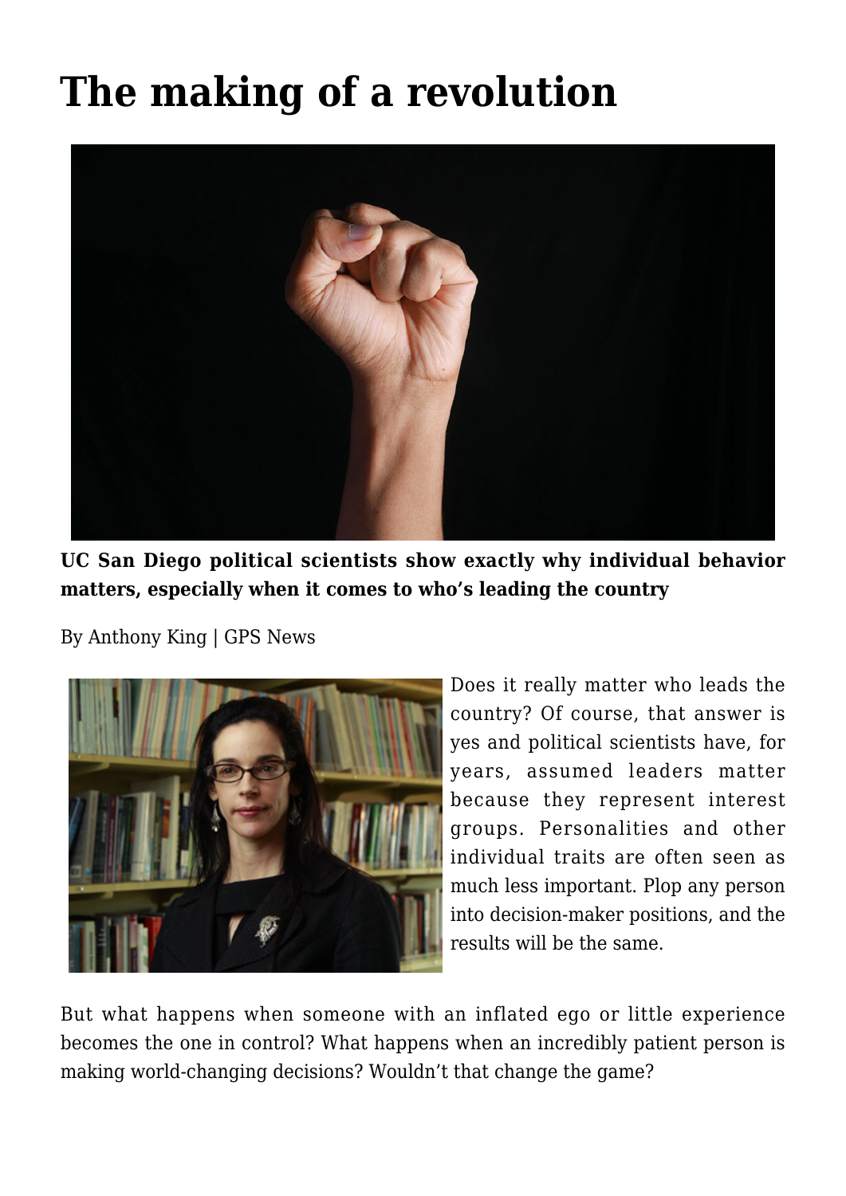# The making of a revolution

**UC San Diego political scientists show exactly why individual behavior matters, especially when it comes to who's leading the country**

By Anthony King | GPS News

Does it really matter who leads the country? Of course, that answer is yes and political scientists have, for years, assumed leaders matter because they represent interest groups. Personalities and other individual traits are often seen as much less important. Plop any person into decision-maker positions, and the results will be the same.

But what happens when someone with an inflated ego or little experience becomes the one in control? What happens when an incredibly patient person is making world-changing decisions? Wouldn't that change the game?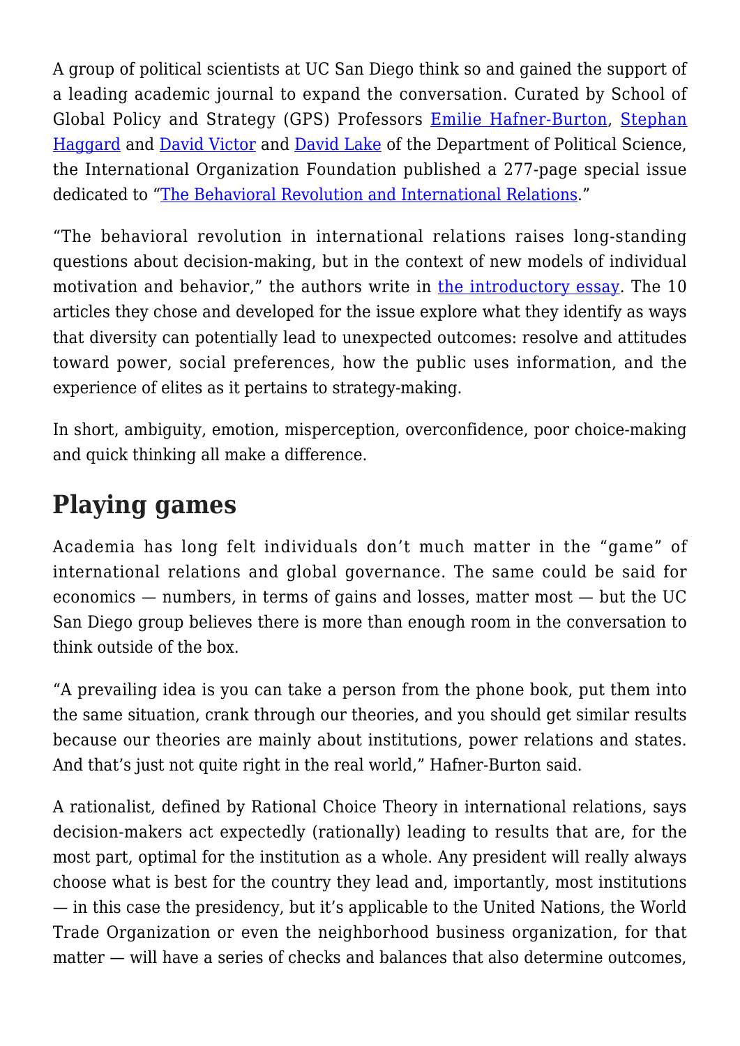A group of political scientists at UC San Diego think so and gained the support of a leading academic journal to expand the conversation. Curated by School of Global Policy and Strategy (GPS) Professors Emilie Hafner-Burton, Stephan Haggard and David Victor and David Lake of the Department of Political Science, the International Organization Foundation published a 277-page special issue dedicated to "The Behavioral Revolution and International Relations."

"The behavioral revolution in international relations raises long-standing questions about decision-making, but in the context of new models of individual motivation and behavior," the authors write in the introductory essay. The 10 articles they chose and developed for the issue explore what they identify as ways that diversity can potentially lead to unexpected outcomes: resolve and attitudes toward power, social preferences, how the public uses information, and the experience of elites as it pertains to strategy-making.

In short, ambiguity, emotion, misperception, overconfidence, poor choice-making and quick thinking all make a difference.

## Playing games

Academia has long felt individuals don't much matter in the "game" of international relations and global governance. The same could be said for economics — numbers, in terms of gains and losses, matter most — but the UC San Diego group believes there is more than enough room in the conversation to think outside of the box.

"A prevailing idea is you can take a person from the phone book, put them into the same situation, crank through our theories, and you should get similar results because our theories are mainly about institutions, power relations and states. And that's just not quite right in the real world," Hafner-Burton said.

A rationalist, defined by Rational Choice Theory in international relations, says decision-makers act expectedly (rationally) leading to results that are, for the most part, optimal for the institution as a whole. Any president will really always choose what is best for the country they lead and, importantly, most institutions — in this case the presidency, but it's applicable to the United Nations, the World Trade Organization or even the neighborhood business organization, for that matter — will have a series of checks and balances that also determine outcomes,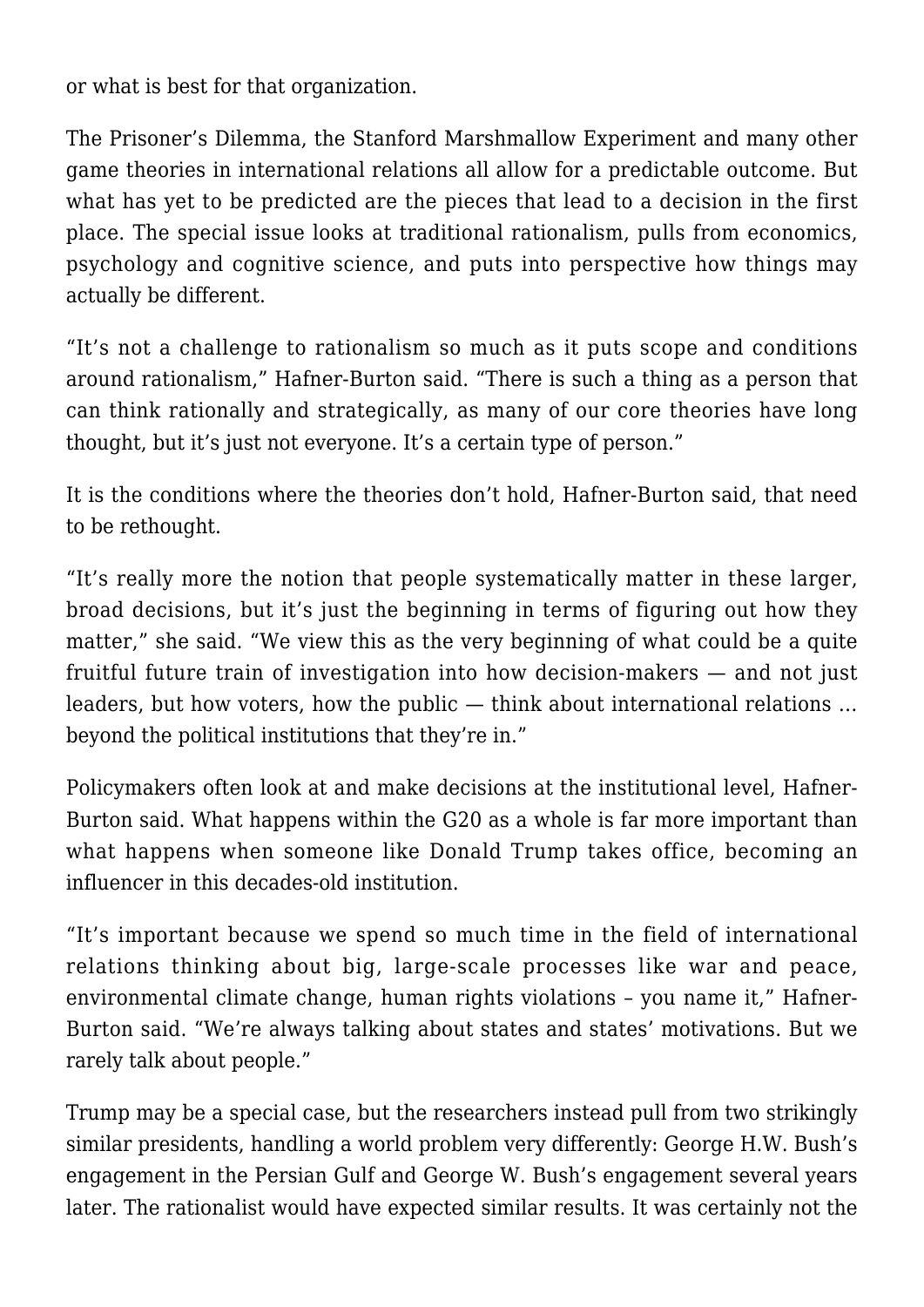or what is best for that organization.

The Prisoner's Dilemma, the Stanford Marshmallow Experiment and many other game theories in international relations all allow for a predictable outcome. But what has yet to be predicted are the pieces that lead to a decision in the first place. The special issue looks at traditional rationalism, pulls from economics, psychology and cognitive science, and puts into perspective how things may actually be different.

"It's not a challenge to rationalism so much as it puts scope and conditions around rationalism," Hafner-Burton said. "There is such a thing as a person that can think rationally and strategically, as many of our core theories have long thought, but it's just not everyone. It's a certain type of person."

It is the conditions where the theories don't hold, Hafner-Burton said, that need to be rethought.

"It's really more the notion that people systematically matter in these larger, broad decisions, but it's just the beginning in terms of figuring out how they matter," she said. "We view this as the very beginning of what could be a quite fruitful future train of investigation into how decision-makers — and not just leaders, but how voters, how the public — think about international relations … beyond the political institutions that they're in."

Policymakers often look at and make decisions at the institutional level, Hafner-Burton said. What happens within the G20 as a whole is far more important than what happens when someone like Donald Trump takes office, becoming an influencer in this decades-old institution.

"It's important because we spend so much time in the field of international relations thinking about big, large-scale processes like war and peace, environmental climate change, human rights violations – you name it," Hafner-Burton said. "We're always talking about states and states' motivations. But we rarely talk about people."

Trump may be a special case, but the researchers instead pull from two strikingly similar presidents, handling a world problem very differently: George H.W. Bush's engagement in the Persian Gulf and George W. Bush's engagement several years later. The rationalist would have expected similar results. It was certainly not the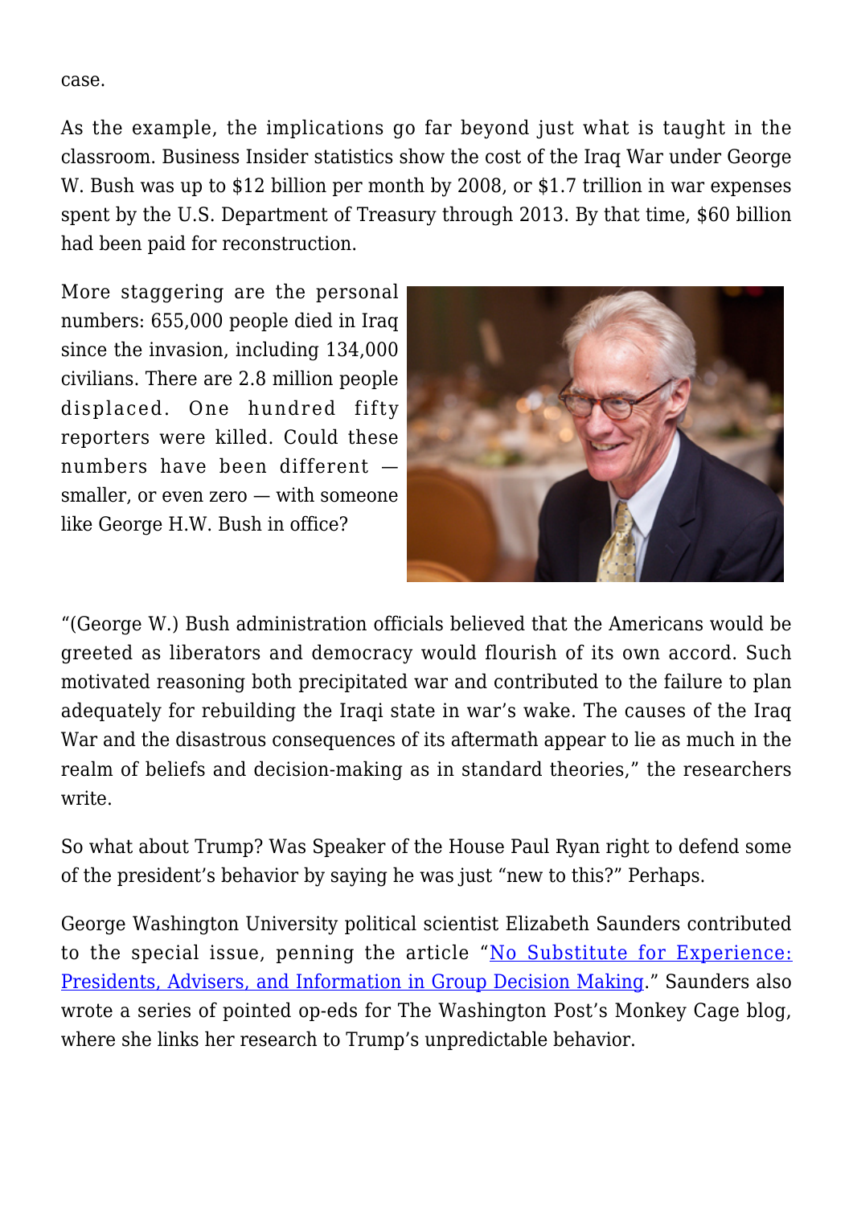case.

As the example, the implications go far beyond just what is taught in the classroom. Business Insider statistics show the cost of the Iraq War under George W. Bush was up to $12 billion per month by 2008, or $1.7 trillion in war expenses spent by the U.S. Department of Treasury through 2013. By that time, $60 billion had been paid for reconstruction.

More staggering are the personal numbers: 655,000 people died in Iraq since the invasion, including 134,000 civilians. There are 2.8 million people displaced. One hundred fifty reporters were killed. Could these numbers have been different — smaller, or even zero — with someone like George H.W. Bush in office?

"(George W.) Bush administration officials believed that the Americans would be greeted as liberators and democracy would flourish of its own accord. Such motivated reasoning both precipitated war and contributed to the failure to plan adequately for rebuilding the Iraqi state in war's wake. The causes of the Iraq War and the disastrous consequences of its aftermath appear to lie as much in the realm of beliefs and decision-making as in standard theories," the researchers write.

So what about Trump? Was Speaker of the House Paul Ryan right to defend some of the president's behavior by saying he was just "new to this?" Perhaps.

George Washington University political scientist Elizabeth Saunders contributed to the special issue, penning the article "No Substitute for Experience: Presidents, Advisers, and Information in Group Decision Making." Saunders also wrote a series of pointed op-eds for The Washington Post's Monkey Cage blog, where she links her research to Trump's unpredictable behavior.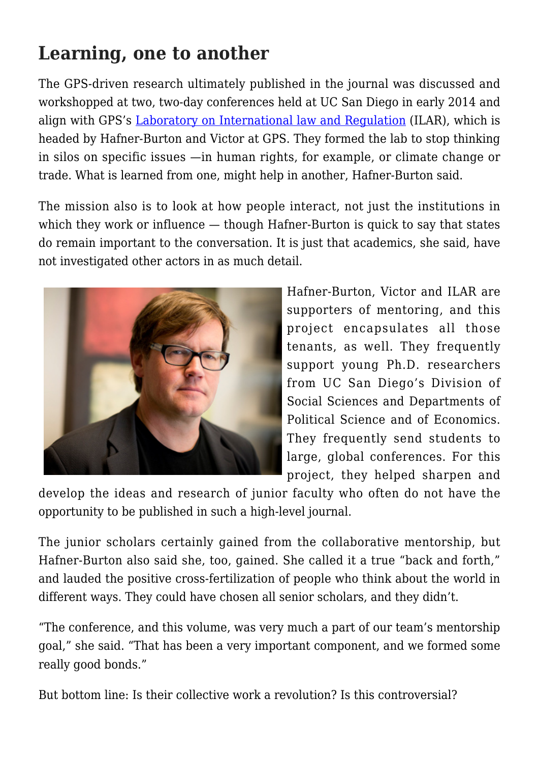## Learning, one to another

The GPS-driven research ultimately published in the journal was discussed and workshopped at two, two-day conferences held at UC San Diego in early 2014 and align with GPS's [Laboratory on International law and Regulation](#) (ILAR), which is headed by Hafner-Burton and Victor at GPS. They formed the lab to stop thinking in silos on specific issues —in human rights, for example, or climate change or trade. What is learned from one, might help in another, Hafner-Burton said.

The mission also is to look at how people interact, not just the institutions in which they work or influence — though Hafner-Burton is quick to say that states do remain important to the conversation. It is just that academics, she said, have not investigated other actors in as much detail.

Hafner-Burton, Victor and ILAR are supporters of mentoring, and this project encapsulates all those tenants, as well. They frequently support young Ph.D. researchers from UC San Diego's Division of Social Sciences and Departments of Political Science and of Economics. They frequently send students to large, global conferences. For this project, they helped sharpen and develop the ideas and research of junior faculty who often do not have the opportunity to be published in such a high-level journal.

The junior scholars certainly gained from the collaborative mentorship, but Hafner-Burton also said she, too, gained. She called it a true "back and forth," and lauded the positive cross-fertilization of people who think about the world in different ways. They could have chosen all senior scholars, and they didn't.

"The conference, and this volume, was very much a part of our team's mentorship goal," she said. "That has been a very important component, and we formed some really good bonds."

But bottom line: Is their collective work a revolution? Is this controversial?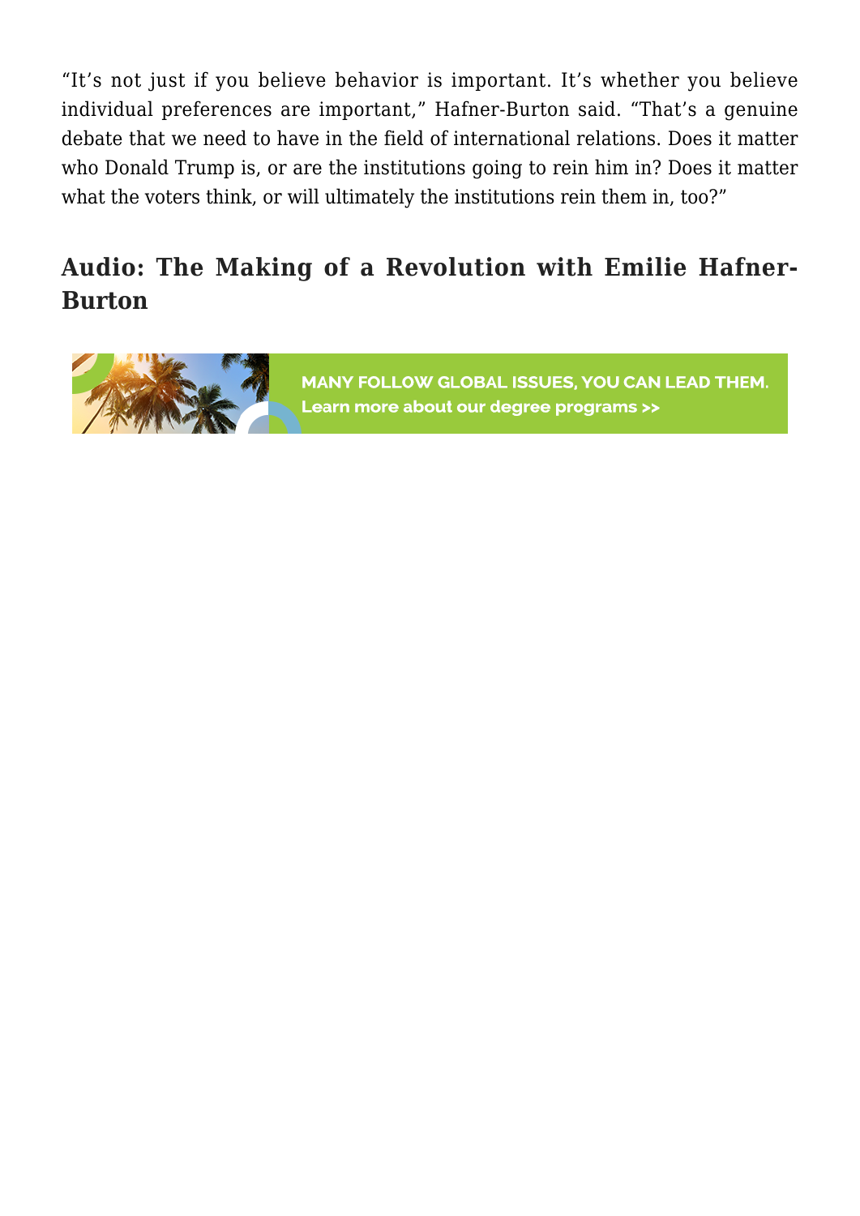"It's not just if you believe behavior is important. It's whether you believe individual preferences are important," Hafner-Burton said. "That's a genuine debate that we need to have in the field of international relations. Does it matter who Donald Trump is, or are the institutions going to rein him in? Does it matter what the voters think, or will ultimately the institutions rein them in, too?"

## Audio: The Making of a Revolution with Emilie Hafner-Burton

MANY FOLLOW GLOBAL ISSUES, YOU CAN LEAD THEM.
Learn more about our degree programs >>